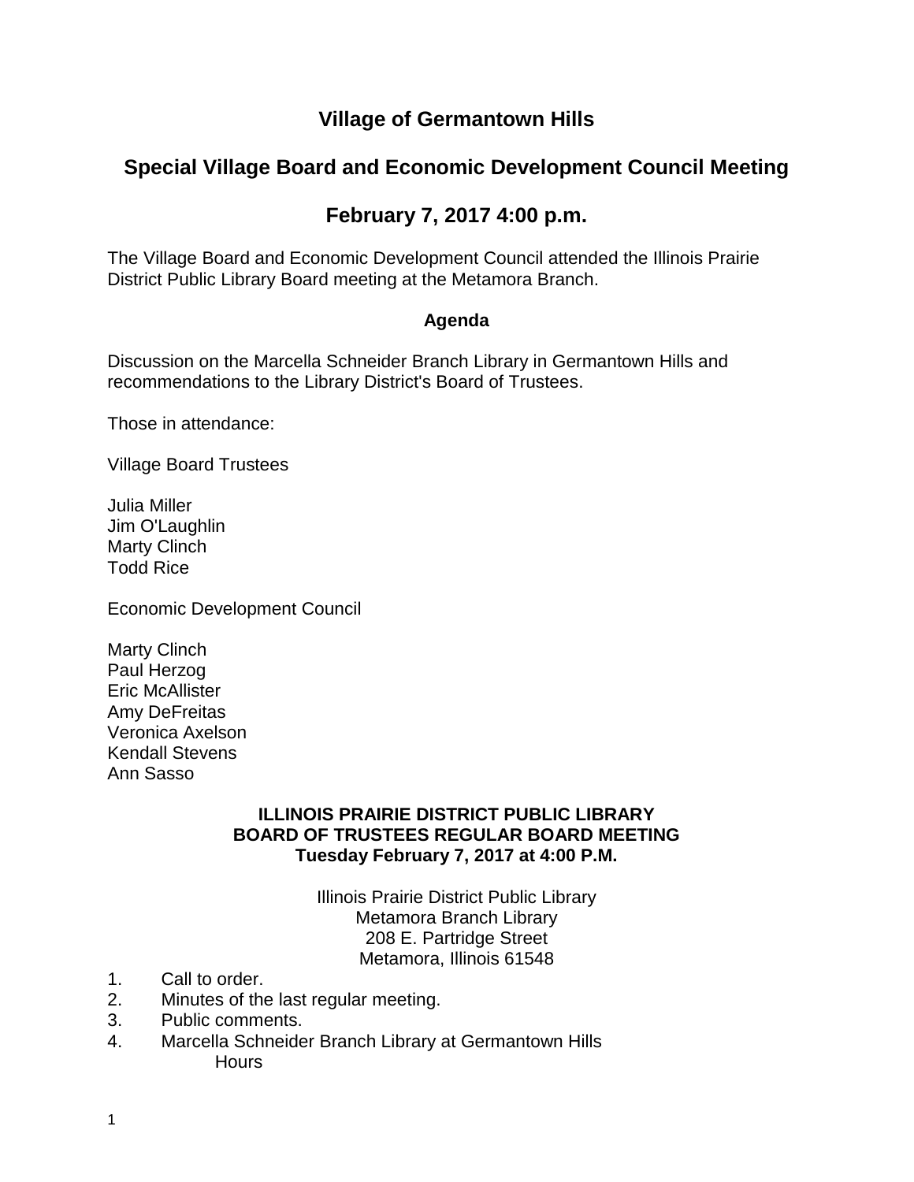# Village of Germantown Hills

## Special Village Board and Economic Development Council Meeting

## February 7, 2017 4:00 p.m.

The Village Board and Economic Development Council attended the Illinois Prairie District Public Library Board meeting at the Metamora Branch.

**Agenda**

Discussion on the Marcella Schneider Branch Library in Germantown Hills and recommendations to the Library District's Board of Trustees.

Those in attendance:

Village Board Trustees

Julia Miller
Jim O'Laughlin
Marty Clinch
Todd Rice

Economic Development Council

Marty Clinch
Paul Herzog
Eric McAllister
Amy DeFreitas
Veronica Axelson
Kendall Stevens
Ann Sasso

**ILLINOIS PRAIRIE DISTRICT PUBLIC LIBRARY**
**BOARD OF TRUSTEES REGULAR BOARD MEETING**
**Tuesday February 7, 2017 at 4:00 P.M.**

Illinois Prairie District Public Library
Metamora Branch Library
208 E. Partridge Street
Metamora, Illinois 61548

1. Call to order.
2. Minutes of the last regular meeting.
3. Public comments.
4. Marcella Schneider Branch Library at Germantown Hills
   - Hours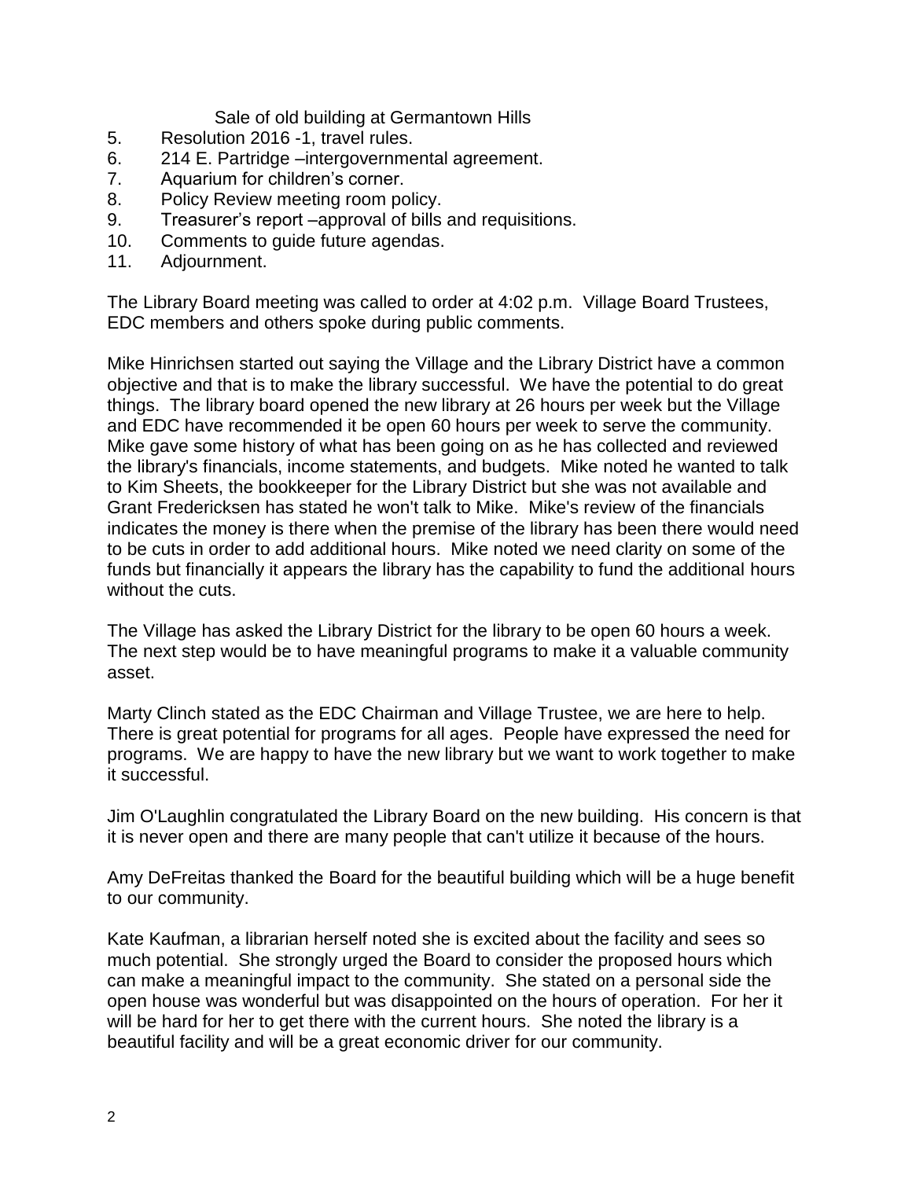Sale of old building at Germantown Hills

5. Resolution 2016 -1, travel rules.
6. 214 E. Partridge –intergovernmental agreement.
7. Aquarium for children's corner.
8. Policy Review meeting room policy.
9. Treasurer's report –approval of bills and requisitions.
10. Comments to guide future agendas.
11. Adjournment.

The Library Board meeting was called to order at 4:02 p.m. Village Board Trustees, EDC members and others spoke during public comments.

Mike Hinrichsen started out saying the Village and the Library District have a common objective and that is to make the library successful. We have the potential to do great things. The library board opened the new library at 26 hours per week but the Village and EDC have recommended it be open 60 hours per week to serve the community. Mike gave some history of what has been going on as he has collected and reviewed the library's financials, income statements, and budgets. Mike noted he wanted to talk to Kim Sheets, the bookkeeper for the Library District but she was not available and Grant Fredericksen has stated he won't talk to Mike. Mike's review of the financials indicates the money is there when the premise of the library has been there would need to be cuts in order to add additional hours. Mike noted we need clarity on some of the funds but financially it appears the library has the capability to fund the additional hours without the cuts.

The Village has asked the Library District for the library to be open 60 hours a week. The next step would be to have meaningful programs to make it a valuable community asset.

Marty Clinch stated as the EDC Chairman and Village Trustee, we are here to help. There is great potential for programs for all ages. People have expressed the need for programs. We are happy to have the new library but we want to work together to make it successful.

Jim O'Laughlin congratulated the Library Board on the new building. His concern is that it is never open and there are many people that can't utilize it because of the hours.

Amy DeFreitas thanked the Board for the beautiful building which will be a huge benefit to our community.

Kate Kaufman, a librarian herself noted she is excited about the facility and sees so much potential. She strongly urged the Board to consider the proposed hours which can make a meaningful impact to the community. She stated on a personal side the open house was wonderful but was disappointed on the hours of operation. For her it will be hard for her to get there with the current hours. She noted the library is a beautiful facility and will be a great economic driver for our community.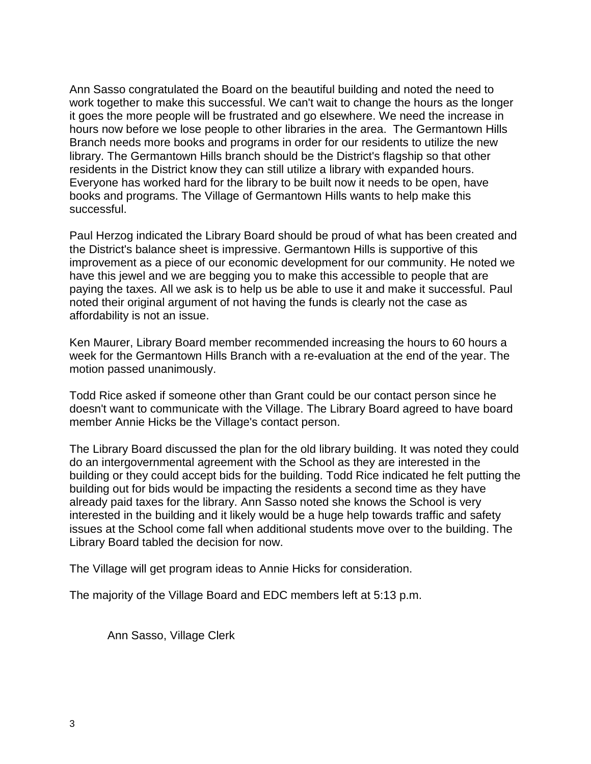Ann Sasso congratulated the Board on the beautiful building and noted the need to work together to make this successful. We can't wait to change the hours as the longer it goes the more people will be frustrated and go elsewhere. We need the increase in hours now before we lose people to other libraries in the area. The Germantown Hills Branch needs more books and programs in order for our residents to utilize the new library. The Germantown Hills branch should be the District's flagship so that other residents in the District know they can still utilize a library with expanded hours. Everyone has worked hard for the library to be built now it needs to be open, have books and programs. The Village of Germantown Hills wants to help make this successful.

Paul Herzog indicated the Library Board should be proud of what has been created and the District's balance sheet is impressive. Germantown Hills is supportive of this improvement as a piece of our economic development for our community. He noted we have this jewel and we are begging you to make this accessible to people that are paying the taxes. All we ask is to help us be able to use it and make it successful. Paul noted their original argument of not having the funds is clearly not the case as affordability is not an issue.

Ken Maurer, Library Board member recommended increasing the hours to 60 hours a week for the Germantown Hills Branch with a re-evaluation at the end of the year. The motion passed unanimously.

Todd Rice asked if someone other than Grant could be our contact person since he doesn't want to communicate with the Village. The Library Board agreed to have board member Annie Hicks be the Village's contact person.

The Library Board discussed the plan for the old library building. It was noted they could do an intergovernmental agreement with the School as they are interested in the building or they could accept bids for the building. Todd Rice indicated he felt putting the building out for bids would be impacting the residents a second time as they have already paid taxes for the library. Ann Sasso noted she knows the School is very interested in the building and it likely would be a huge help towards traffic and safety issues at the School come fall when additional students move over to the building. The Library Board tabled the decision for now.

The Village will get program ideas to Annie Hicks for consideration.

The majority of the Village Board and EDC members left at 5:13 p.m.

Ann Sasso, Village Clerk